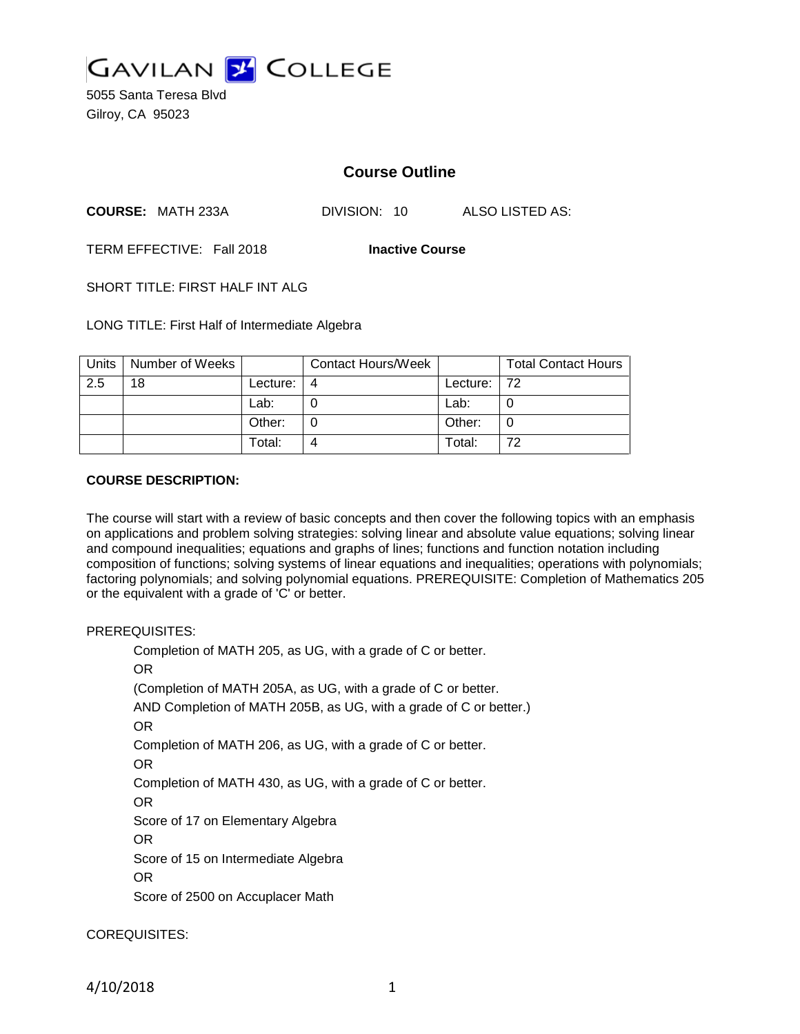# GAVILAN COLLEGE

5055 Santa Teresa Blvd
Gilroy, CA 95023

## Course Outline

**COURSE:** MATH 233A DIVISION: 10 ALSO LISTED AS:

TERM EFFECTIVE: Fall 2018 **Inactive Course**

SHORT TITLE: FIRST HALF INT ALG

LONG TITLE: First Half of Intermediate Algebra

| Units | Number of Weeks | | Contact Hours/Week | | Total Contact Hours |
|---|---|---|---|---|---|
| 2.5 | 18 | Lecture: | 4 | Lecture: | 72 |
| | | Lab: | 0 | Lab: | 0 |
| | | Other: | 0 | Other: | 0 |
| | | Total: | 4 | Total: | 72 |

**COURSE DESCRIPTION:**

The course will start with a review of basic concepts and then cover the following topics with an emphasis on applications and problem solving strategies: solving linear and absolute value equations; solving linear and compound inequalities; equations and graphs of lines; functions and function notation including composition of functions; solving systems of linear equations and inequalities; operations with polynomials; factoring polynomials; and solving polynomial equations. PREREQUISITE: Completion of Mathematics 205 or the equivalent with a grade of 'C' or better.

PREREQUISITES:

Completion of MATH 205, as UG, with a grade of C or better.
OR
(Completion of MATH 205A, as UG, with a grade of C or better.
AND Completion of MATH 205B, as UG, with a grade of C or better.)
OR
Completion of MATH 206, as UG, with a grade of C or better.
OR
Completion of MATH 430, as UG, with a grade of C or better.
OR
Score of 17 on Elementary Algebra
OR
Score of 15 on Intermediate Algebra
OR
Score of 2500 on Accuplacer Math

COREQUISITES: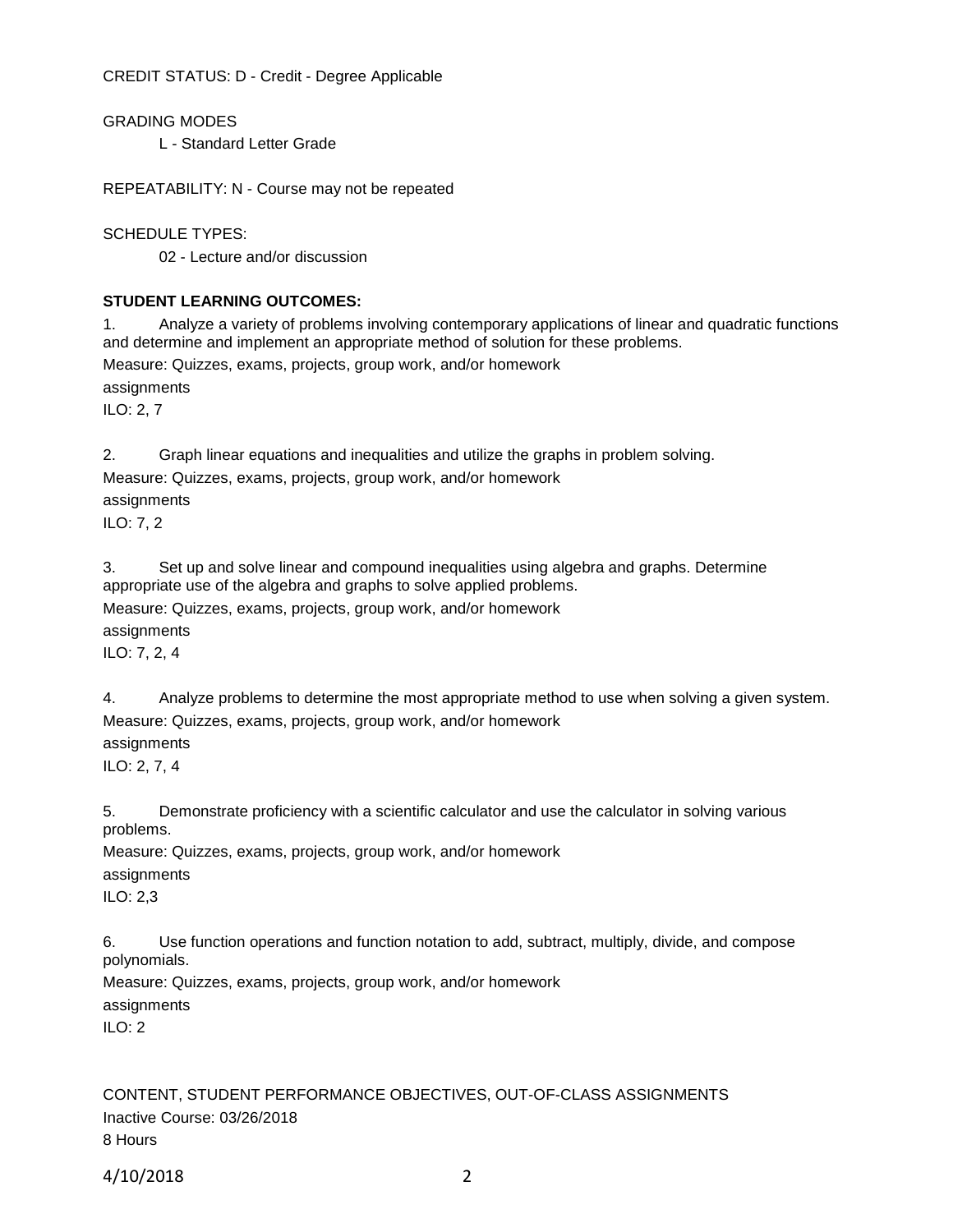CREDIT STATUS: D - Credit - Degree Applicable

GRADING MODES

L - Standard Letter Grade

REPEATABILITY: N - Course may not be repeated

SCHEDULE TYPES:

02 - Lecture and/or discussion

**STUDENT LEARNING OUTCOMES:**

1. Analyze a variety of problems involving contemporary applications of linear and quadratic functions and determine and implement an appropriate method of solution for these problems.
Measure: Quizzes, exams, projects, group work, and/or homework assignments
ILO: 2, 7

2. Graph linear equations and inequalities and utilize the graphs in problem solving.
Measure: Quizzes, exams, projects, group work, and/or homework assignments
ILO: 7, 2

3. Set up and solve linear and compound inequalities using algebra and graphs. Determine appropriate use of the algebra and graphs to solve applied problems.
Measure: Quizzes, exams, projects, group work, and/or homework assignments
ILO: 7, 2, 4

4. Analyze problems to determine the most appropriate method to use when solving a given system.
Measure: Quizzes, exams, projects, group work, and/or homework assignments
ILO: 2, 7, 4

5. Demonstrate proficiency with a scientific calculator and use the calculator in solving various problems.
Measure: Quizzes, exams, projects, group work, and/or homework assignments
ILO: 2,3

6. Use function operations and function notation to add, subtract, multiply, divide, and compose polynomials.
Measure: Quizzes, exams, projects, group work, and/or homework assignments
ILO: 2

CONTENT, STUDENT PERFORMANCE OBJECTIVES, OUT-OF-CLASS ASSIGNMENTS
Inactive Course: 03/26/2018
8 Hours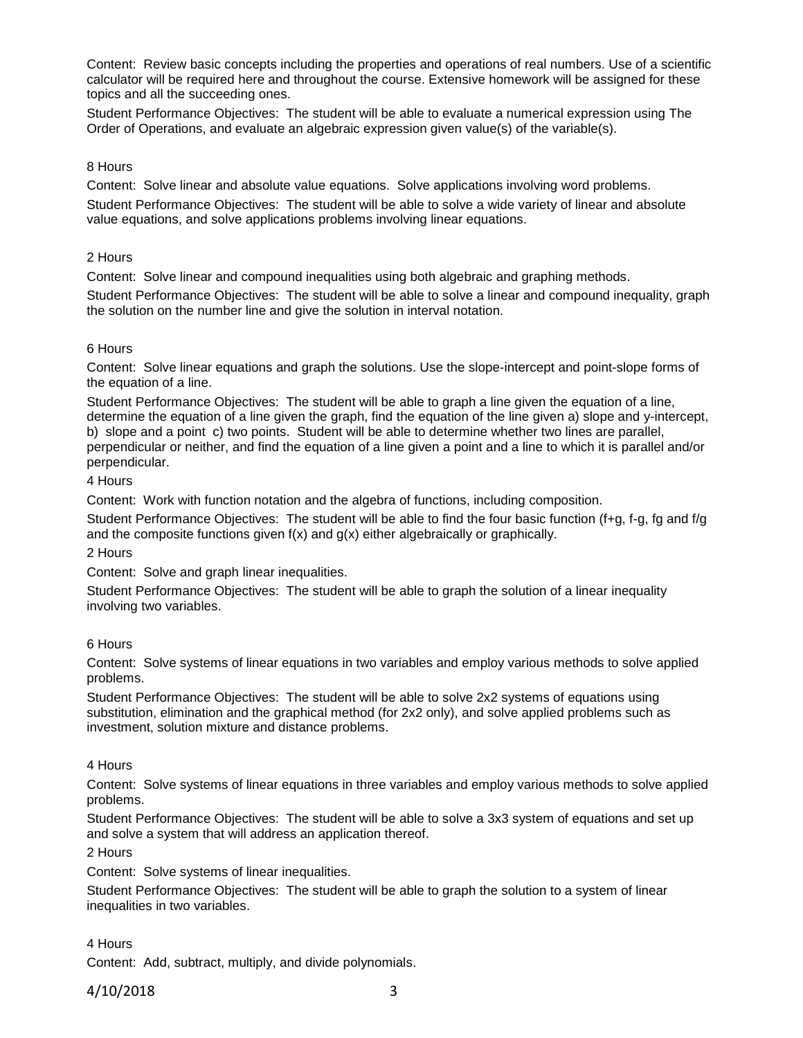Content: Review basic concepts including the properties and operations of real numbers. Use of a scientific calculator will be required here and throughout the course. Extensive homework will be assigned for these topics and all the succeeding ones.

Student Performance Objectives: The student will be able to evaluate a numerical expression using The Order of Operations, and evaluate an algebraic expression given value(s) of the variable(s).

8 Hours

Content: Solve linear and absolute value equations. Solve applications involving word problems.

Student Performance Objectives: The student will be able to solve a wide variety of linear and absolute value equations, and solve applications problems involving linear equations.

2 Hours

Content: Solve linear and compound inequalities using both algebraic and graphing methods.

Student Performance Objectives: The student will be able to solve a linear and compound inequality, graph the solution on the number line and give the solution in interval notation.

6 Hours

Content: Solve linear equations and graph the solutions. Use the slope-intercept and point-slope forms of the equation of a line.

Student Performance Objectives: The student will be able to graph a line given the equation of a line, determine the equation of a line given the graph, find the equation of the line given a) slope and y-intercept, b) slope and a point c) two points. Student will be able to determine whether two lines are parallel, perpendicular or neither, and find the equation of a line given a point and a line to which it is parallel and/or perpendicular.

4 Hours

Content: Work with function notation and the algebra of functions, including composition.

Student Performance Objectives: The student will be able to find the four basic function (f+g, f-g, fg and f/g and the composite functions given $f(x)$ and $g(x)$ either algebraically or graphically.

2 Hours

Content: Solve and graph linear inequalities.

Student Performance Objectives: The student will be able to graph the solution of a linear inequality involving two variables.

6 Hours

Content: Solve systems of linear equations in two variables and employ various methods to solve applied problems.

Student Performance Objectives: The student will be able to solve 2x2 systems of equations using substitution, elimination and the graphical method (for 2x2 only), and solve applied problems such as investment, solution mixture and distance problems.

4 Hours

Content: Solve systems of linear equations in three variables and employ various methods to solve applied problems.

Student Performance Objectives: The student will be able to solve a 3x3 system of equations and set up and solve a system that will address an application thereof.

2 Hours

Content: Solve systems of linear inequalities.

Student Performance Objectives: The student will be able to graph the solution to a system of linear inequalities in two variables.

4 Hours

Content: Add, subtract, multiply, and divide polynomials.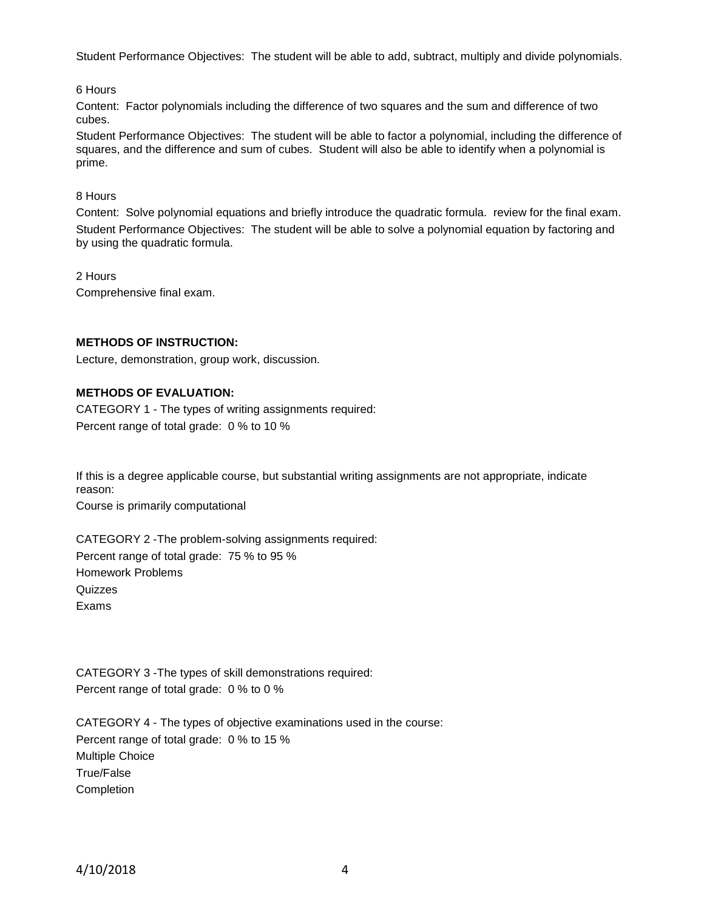Student Performance Objectives:  The student will be able to add, subtract, multiply and divide polynomials.

6 Hours

Content:  Factor polynomials including the difference of two squares and the sum and difference of two cubes.

Student Performance Objectives:  The student will be able to factor a polynomial, including the difference of squares, and the difference and sum of cubes.  Student will also be able to identify when a polynomial is prime.

8 Hours

Content:  Solve polynomial equations and briefly introduce the quadratic formula.  review for the final exam.

Student Performance Objectives:  The student will be able to solve a polynomial equation by factoring and by using the quadratic formula.

2 Hours

Comprehensive final exam.

**METHODS OF INSTRUCTION:**

Lecture, demonstration, group work, discussion.

**METHODS OF EVALUATION:**

CATEGORY 1 - The types of writing assignments required:

Percent range of total grade:  0 % to 10 %

If this is a degree applicable course, but substantial writing assignments are not appropriate, indicate reason:

Course is primarily computational

CATEGORY 2 -The problem-solving assignments required:

Percent range of total grade:  75 % to 95 %

Homework Problems

Quizzes

Exams

CATEGORY 3 -The types of skill demonstrations required:

Percent range of total grade:  0 % to 0 %

CATEGORY 4 - The types of objective examinations used in the course:

Percent range of total grade:  0 % to 15 %

Multiple Choice

True/False

Completion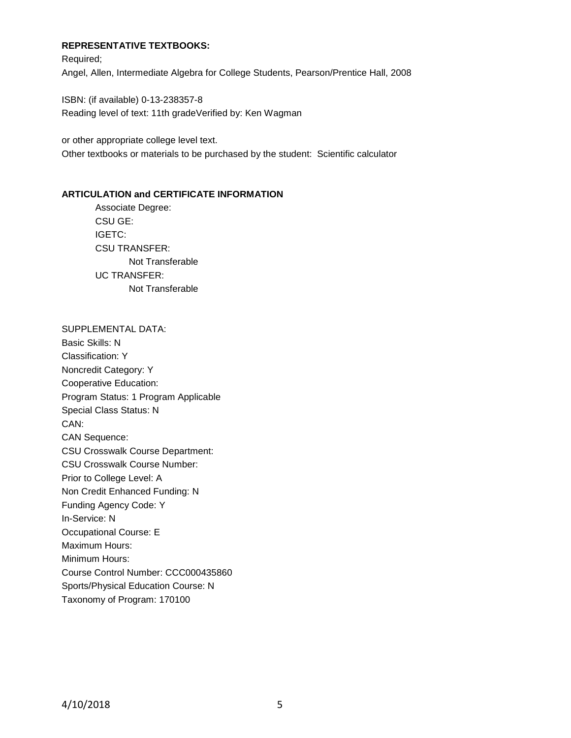**REPRESENTATIVE TEXTBOOKS:**

Required;
Angel, Allen, Intermediate Algebra for College Students, Pearson/Prentice Hall, 2008

ISBN: (if available) 0-13-238357-8
Reading level of text: 11th gradeVerified by: Ken Wagman

or other appropriate college level text.
Other textbooks or materials to be purchased by the student: Scientific calculator

**ARTICULATION and CERTIFICATE INFORMATION**

Associate Degree:
CSU GE:
IGETC:
CSU TRANSFER:
Not Transferable
UC TRANSFER:
Not Transferable

SUPPLEMENTAL DATA:
Basic Skills: N
Classification: Y
Noncredit Category: Y
Cooperative Education:
Program Status: 1 Program Applicable
Special Class Status: N
CAN:
CAN Sequence:
CSU Crosswalk Course Department:
CSU Crosswalk Course Number:
Prior to College Level: A
Non Credit Enhanced Funding: N
Funding Agency Code: Y
In-Service: N
Occupational Course: E
Maximum Hours:
Minimum Hours:
Course Control Number: CCC000435860
Sports/Physical Education Course: N
Taxonomy of Program: 170100